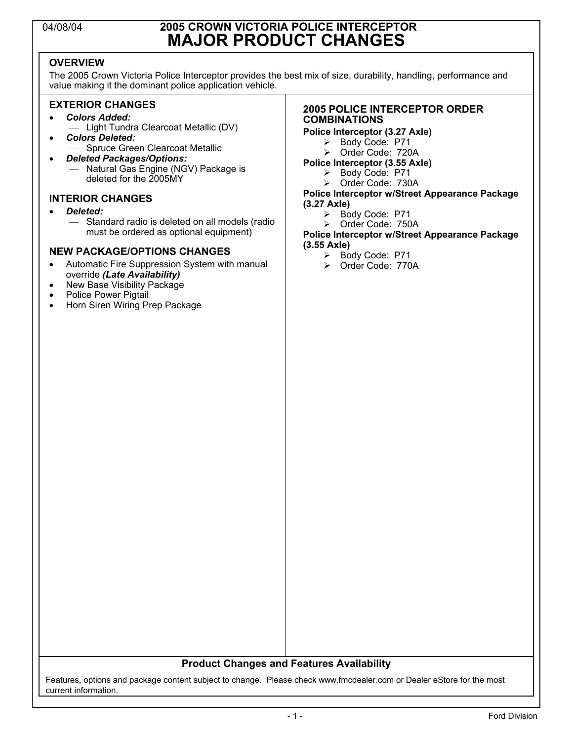04/08/04

# 2005 CROWN VICTORIA POLICE INTERCEPTOR
# MAJOR PRODUCT CHANGES

## OVERVIEW

The 2005 Crown Victoria Police Interceptor provides the best mix of size, durability, handling, performance and value making it the dominant police application vehicle.

## EXTERIOR CHANGES

- ***Colors Added:***
  - Light Tundra Clearcoat Metallic (DV)
- ***Colors Deleted:***
  - Spruce Green Clearcoat Metallic
- ***Deleted Packages/Options:***
  - Natural Gas Engine (NGV) Package is deleted for the 2005MY

## INTERIOR CHANGES

- ***Deleted:***
  - Standard radio is deleted on all models (radio must be ordered as optional equipment)

## NEW PACKAGE/OPTIONS CHANGES

- Automatic Fire Suppression System with manual override ***(Late Availability)***
- New Base Visibility Package
- Police Power Pigtail
- Horn Siren Wiring Prep Package

## 2005 POLICE INTERCEPTOR ORDER COMBINATIONS

**Police Interceptor (3.27 Axle)**
- Body Code: P71
- Order Code: 720A

**Police Interceptor (3.55 Axle)**
- Body Code: P71
- Order Code: 730A

**Police Interceptor w/Street Appearance Package (3.27 Axle)**
- Body Code: P71
- Order Code: 750A

**Police Interceptor w/Street Appearance Package (3.55 Axle)**
- Body Code: P71
- Order Code: 770A

### Product Changes and Features Availability

Features, options and package content subject to change. Please check www.fmcdealer.com or Dealer eStore for the most current information.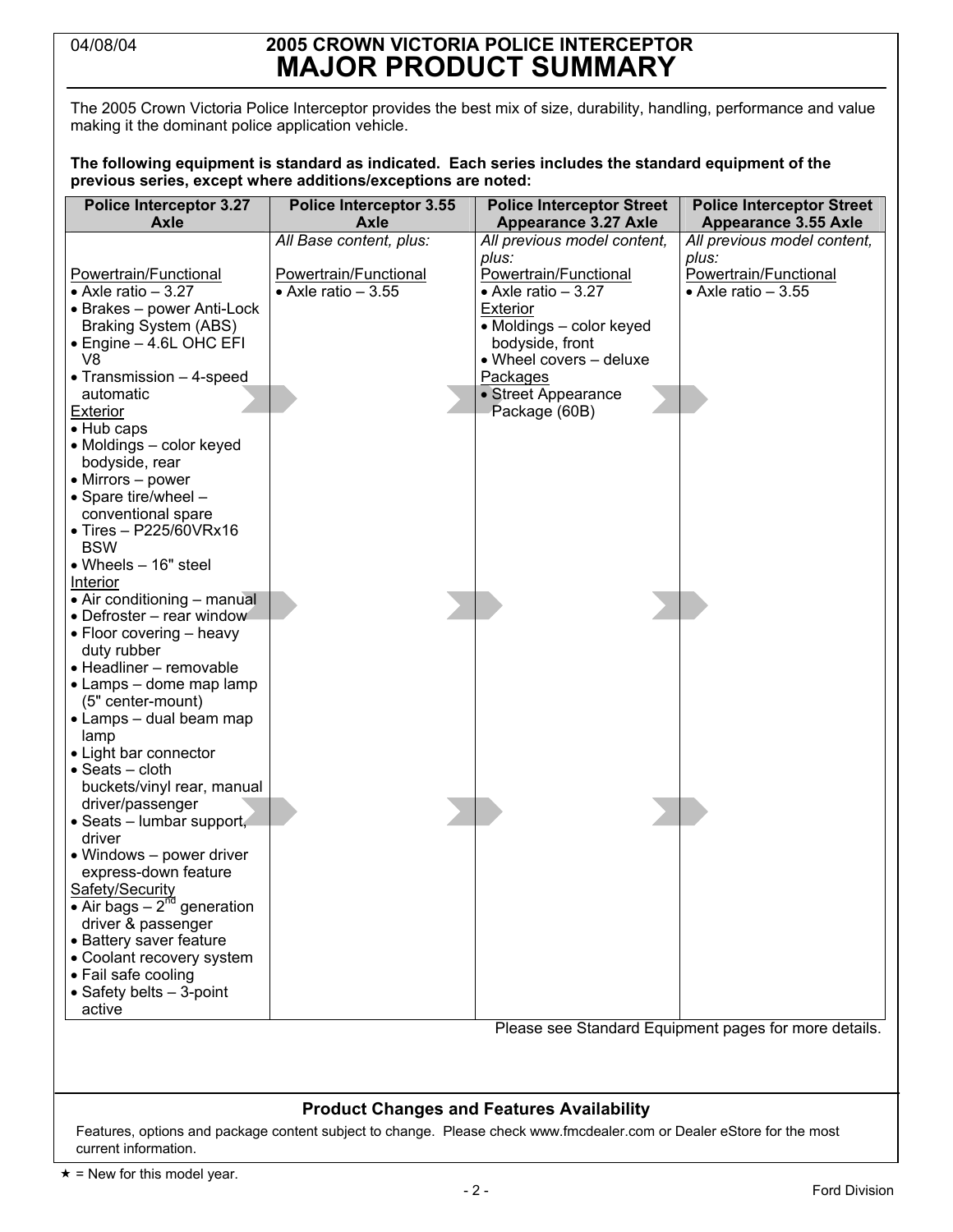04/08/04

# 2005 CROWN VICTORIA POLICE INTERCEPTOR
# MAJOR PRODUCT SUMMARY

The 2005 Crown Victoria Police Interceptor provides the best mix of size, durability, handling, performance and value making it the dominant police application vehicle.

**The following equipment is standard as indicated. Each series includes the standard equipment of the previous series, except where additions/exceptions are noted:**

| Police Interceptor 3.27 Axle | Police Interceptor 3.55 Axle | Police Interceptor Street Appearance 3.27 Axle | Police Interceptor Street Appearance 3.55 Axle |
|---|---|---|---|
| <u>Powertrain/Functional</u><br>• Axle ratio – 3.27<br>• Brakes – power Anti-Lock Braking System (ABS)<br>• Engine – 4.6L OHC EFI V8<br>• Transmission – 4-speed automatic<br><u>Exterior</u><br>• Hub caps<br>• Moldings – color keyed bodyside, rear<br>• Mirrors – power<br>• Spare tire/wheel – conventional spare<br>• Tires – P225/60VRx16 BSW<br>• Wheels – 16" steel<br><u>Interior</u><br>• Air conditioning – manual<br>• Defroster – rear window<br>• Floor covering – heavy duty rubber<br>• Headliner – removable<br>• Lamps – dome map lamp (5" center-mount)<br>• Lamps – dual beam map lamp<br>• Light bar connector<br>• Seats – cloth buckets/vinyl rear, manual driver/passenger<br>• Seats – lumbar support, driver<br>• Windows – power driver express-down feature<br><u>Safety/Security</u><br>• Air bags – 2nd generation driver & passenger<br>• Battery saver feature<br>• Coolant recovery system<br>• Fail safe cooling<br>• Safety belts – 3-point active | *All Base content, plus:*<br><u>Powertrain/Functional</u><br>• Axle ratio – 3.55 | *All previous model content, plus:*<br><u>Powertrain/Functional</u><br>• Axle ratio – 3.27<br><u>Exterior</u><br>• Moldings – color keyed bodyside, front<br>• Wheel covers – deluxe<br><u>Packages</u><br>• Street Appearance Package (60B) | *All previous model content, plus:*<br><u>Powertrain/Functional</u><br>• Axle ratio – 3.55 |

Please see Standard Equipment pages for more details.

## Product Changes and Features Availability

Features, options and package content subject to change. Please check www.fmcdealer.com or Dealer eStore for the most current information.

★ = New for this model year.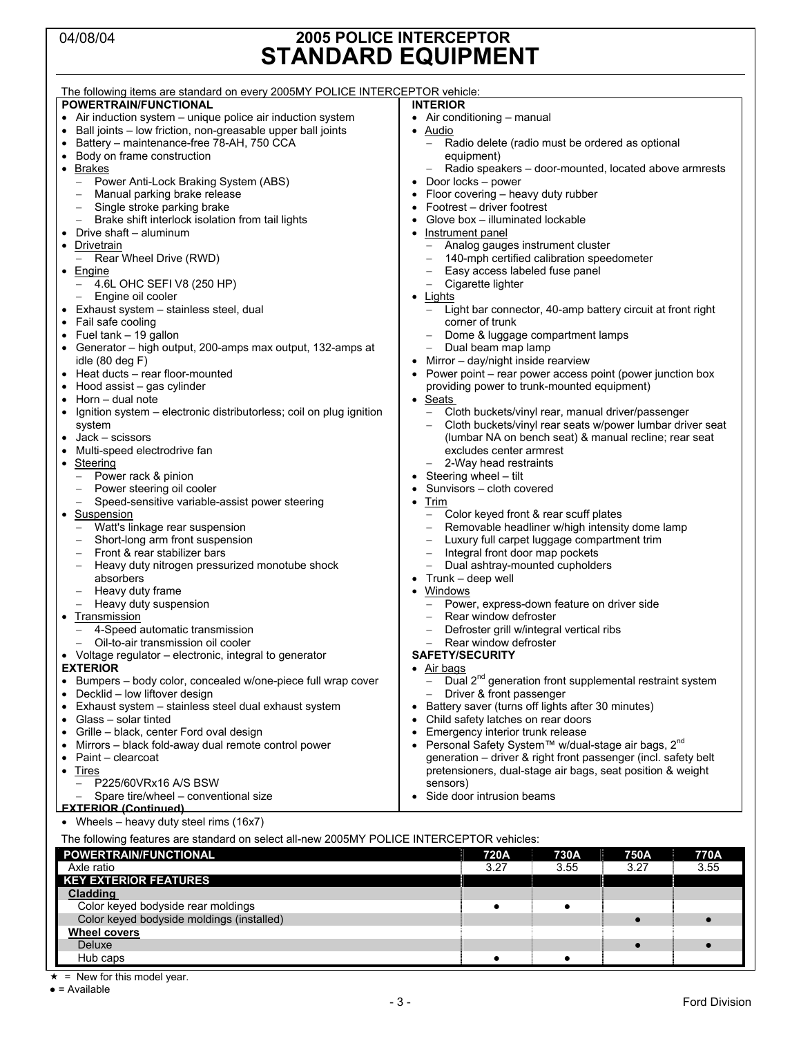04/08/04

# 2005 POLICE INTERCEPTOR
# STANDARD EQUIPMENT

The following items are standard on every 2005MY POLICE INTERCEPTOR vehicle:

**POWERTRAIN/FUNCTIONAL**

- Air induction system – unique police air induction system
- Ball joints – low friction, non-greasable upper ball joints
- Battery – maintenance-free 78-AH, 750 CCA
- Body on frame construction
- Brakes
  - Power Anti-Lock Braking System (ABS)
  - Manual parking brake release
  - Single stroke parking brake
  - Brake shift interlock isolation from tail lights
- Drive shaft – aluminum
- Drivetrain
  - Rear Wheel Drive (RWD)
- Engine
  - 4.6L OHC SEFI V8 (250 HP)
  - Engine oil cooler
- Exhaust system – stainless steel, dual
- Fail safe cooling
- Fuel tank – 19 gallon
- Generator – high output, 200-amps max output, 132-amps at idle (80 deg F)
- Heat ducts – rear floor-mounted
- Hood assist – gas cylinder
- Horn – dual note
- Ignition system – electronic distributorless; coil on plug ignition system
- Jack – scissors
- Multi-speed electrodrive fan
- Steering
  - Power rack & pinion
  - Power steering oil cooler
  - Speed-sensitive variable-assist power steering
- Suspension
  - Watt's linkage rear suspension
  - Short-long arm front suspension
  - Front & rear stabilizer bars
  - Heavy duty nitrogen pressurized monotube shock absorbers
  - Heavy duty frame
  - Heavy duty suspension
- Transmission
  - 4-Speed automatic transmission
  - Oil-to-air transmission oil cooler
- Voltage regulator – electronic, integral to generator

**EXTERIOR**

- Bumpers – body color, concealed w/one-piece full wrap cover
- Decklid – low liftover design
- Exhaust system – stainless steel dual exhaust system
- Glass – solar tinted
- Grille – black, center Ford oval design
- Mirrors – black fold-away dual remote control power
- Paint – clearcoat
- Tires
  - P225/60VRx16 A/S BSW
  - Spare tire/wheel – conventional size

**EXTERIOR (Continued)**

- Wheels – heavy duty steel rims (16x7)

**INTERIOR**

- Air conditioning – manual
- Audio
  - Radio delete (radio must be ordered as optional equipment)
  - Radio speakers – door-mounted, located above armrests
- Door locks – power
- Floor covering – heavy duty rubber
- Footrest – driver footrest
- Glove box – illuminated lockable
- Instrument panel
  - Analog gauges instrument cluster
  - 140-mph certified calibration speedometer
  - Easy access labeled fuse panel
  - Cigarette lighter
- Lights
  - Light bar connector, 40-amp battery circuit at front right corner of trunk
  - Dome & luggage compartment lamps
  - Dual beam map lamp
- Mirror – day/night inside rearview
- Power point – rear power access point (power junction box providing power to trunk-mounted equipment)
- Seats
  - Cloth buckets/vinyl rear, manual driver/passenger
  - Cloth buckets/vinyl rear seats w/power lumbar driver seat (lumbar NA on bench seat) & manual recline; rear seat excludes center armrest
  - 2-Way head restraints
- Steering wheel – tilt
- Sunvisors – cloth covered
- Trim
  - Color keyed front & rear scuff plates
  - Removable headliner w/high intensity dome lamp
  - Luxury full carpet luggage compartment trim
  - Integral front door map pockets
  - Dual ashtray-mounted cupholders
- Trunk – deep well
- Windows
  - Power, express-down feature on driver side
  - Rear window defroster
  - Defroster grill w/integral vertical ribs
  - Rear window defroster

**SAFETY/SECURITY**

- Air bags
  - Dual 2nd generation front supplemental restraint system
  - Driver & front passenger
- Battery saver (turns off lights after 30 minutes)
- Child safety latches on rear doors
- Emergency interior trunk release
- Personal Safety System™ w/dual-stage air bags, 2nd generation – driver & right front passenger (incl. safety belt pretensioners, dual-stage air bags, seat position & weight sensors)
- Side door intrusion beams

The following features are standard on select all-new 2005MY POLICE INTERCEPTOR vehicles:

| POWERTRAIN/FUNCTIONAL | 720A | 730A | 750A | 770A |
|---|---|---|---|---|
| Axle ratio | 3.27 | 3.55 | 3.27 | 3.55 |
| **KEY EXTERIOR FEATURES** | | | | |
| **Cladding** | | | | |
| Color keyed bodyside rear moldings | ● | ● | | |
| Color keyed bodyside moldings (installed) | | | ● | ● |
| **Wheel covers** | | | | |
| Deluxe | | | ● | ● |
| Hub caps | ● | ● | | |

★ = New for this model year.
● = Available

Ford Division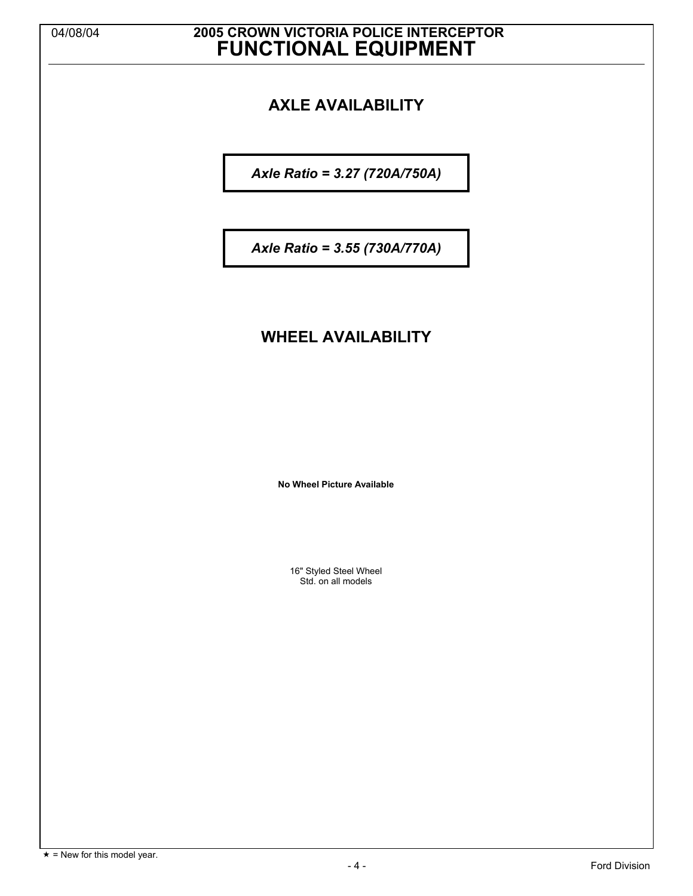# FUNCTIONAL EQUIPMENT

## AXLE AVAILABILITY

***Axle Ratio = 3.27 (720A/750A)***

***Axle Ratio = 3.55 (730A/770A)***

## WHEEL AVAILABILITY

**No Wheel Picture Available**

16" Styled Steel Wheel
Std. on all models

★ = New for this model year.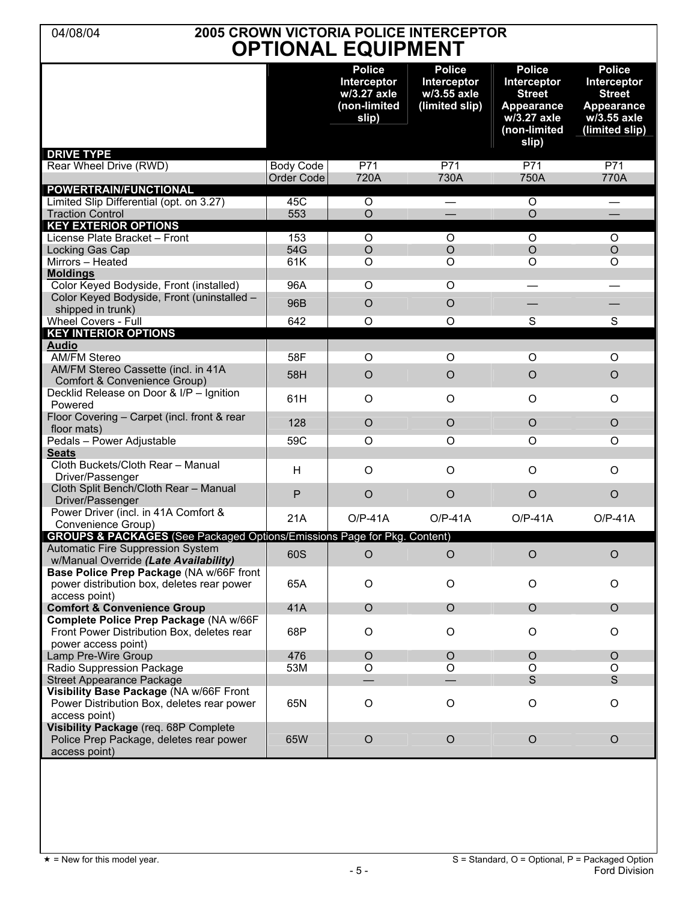04/08/04

# 2005 CROWN VICTORIA POLICE INTERCEPTOR
# OPTIONAL EQUIPMENT

| | | Police Interceptor w/3.27 axle (non-limited slip) | Police Interceptor w/3.55 axle (limited slip) | Police Interceptor Street Appearance w/3.27 axle (non-limited slip) | Police Interceptor Street Appearance w/3.55 axle (limited slip) |
|---|---|---|---|---|---|
| **DRIVE TYPE** | | | | | |
| Rear Wheel Drive (RWD) | Body Code | P71 | P71 | P71 | P71 |
| | Order Code | 720A | 730A | 750A | 770A |
| **POWERTRAIN/FUNCTIONAL** | | | | | |
| Limited Slip Differential (opt. on 3.27) | 45C | O | — | O | — |
| Traction Control | 553 | O | — | O | — |
| **KEY EXTERIOR OPTIONS** | | | | | |
| License Plate Bracket – Front | 153 | O | O | O | O |
| Locking Gas Cap | 54G | O | O | O | O |
| Mirrors – Heated | 61K | O | O | O | O |
| **Moldings** | | | | | |
| Color Keyed Bodyside, Front (installed) | 96A | O | O | — | — |
| Color Keyed Bodyside, Front (uninstalled – shipped in trunk) | 96B | O | O | — | — |
| Wheel Covers - Full | 642 | O | O | S | S |
| **KEY INTERIOR OPTIONS** | | | | | |
| **Audio** | | | | | |
| AM/FM Stereo | 58F | O | O | O | O |
| AM/FM Stereo Cassette (incl. in 41A Comfort & Convenience Group) | 58H | O | O | O | O |
| Decklid Release on Door & I/P – Ignition Powered | 61H | O | O | O | O |
| Floor Covering – Carpet (incl. front & rear floor mats) | 128 | O | O | O | O |
| Pedals – Power Adjustable | 59C | O | O | O | O |
| **Seats** | | | | | |
| Cloth Buckets/Cloth Rear – Manual Driver/Passenger | H | O | O | O | O |
| Cloth Split Bench/Cloth Rear – Manual Driver/Passenger | P | O | O | O | O |
| Power Driver (incl. in 41A Comfort & Convenience Group) | 21A | O/P-41A | O/P-41A | O/P-41A | O/P-41A |
| **GROUPS & PACKAGES** (See Packaged Options/Emissions Page for Pkg. Content) | | | | | |
| Automatic Fire Suppression System w/Manual Override ***(Late Availability)*** | 60S | O | O | O | O |
| **Base Police Prep Package** (NA w/66F front power distribution box, deletes rear power access point) | 65A | O | O | O | O |
| **Comfort & Convenience Group** | 41A | O | O | O | O |
| **Complete Police Prep Package** (NA w/66F Front Power Distribution Box, deletes rear power access point) | 68P | O | O | O | O |
| Lamp Pre-Wire Group | 476 | O | O | O | O |
| Radio Suppression Package | 53M | O | O | O | O |
| Street Appearance Package | | — | — | S | S |
| **Visibility Base Package** (NA w/66F Front Power Distribution Box, deletes rear power access point) | 65N | O | O | O | O |
| **Visibility Package** (req. 68P Complete Police Prep Package, deletes rear power access point) | 65W | O | O | O | O |

★ = New for this model year.

S = Standard, O = Optional, P = Packaged Option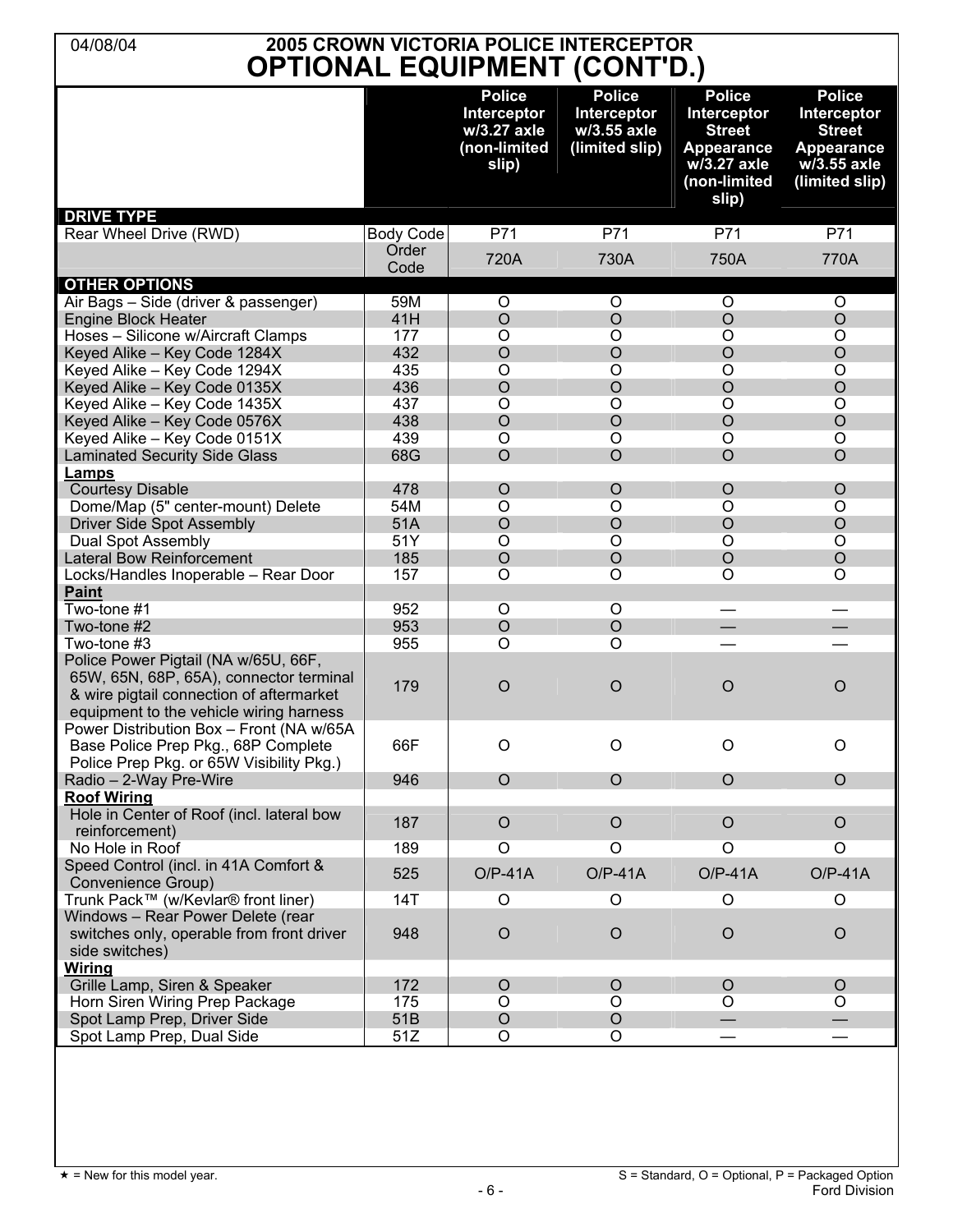04/08/04

# 2005 CROWN VICTORIA POLICE INTERCEPTOR
## OPTIONAL EQUIPMENT (CONT'D.)

| | | Police Interceptor w/3.27 axle (non-limited slip) | Police Interceptor w/3.55 axle (limited slip) | Police Interceptor Street Appearance w/3.27 axle (non-limited slip) | Police Interceptor Street Appearance w/3.55 axle (limited slip) |
|---|---|---|---|---|---|
| **DRIVE TYPE** | | | | | |
| Rear Wheel Drive (RWD) | Body Code | P71 | P71 | P71 | P71 |
| | Order Code | 720A | 730A | 750A | 770A |
| **OTHER OPTIONS** | | | | | |
| Air Bags – Side (driver & passenger) | 59M | O | O | O | O |
| Engine Block Heater | 41H | O | O | O | O |
| Hoses – Silicone w/Aircraft Clamps | 177 | O | O | O | O |
| Keyed Alike – Key Code 1284X | 432 | O | O | O | O |
| Keyed Alike – Key Code 1294X | 435 | O | O | O | O |
| Keyed Alike – Key Code 0135X | 436 | O | O | O | O |
| Keyed Alike – Key Code 1435X | 437 | O | O | O | O |
| Keyed Alike – Key Code 0576X | 438 | O | O | O | O |
| Keyed Alike – Key Code 0151X | 439 | O | O | O | O |
| Laminated Security Side Glass | 68G | O | O | O | O |
| **Lamps** | | | | | |
| Courtesy Disable | 478 | O | O | O | O |
| Dome/Map (5" center-mount) Delete | 54M | O | O | O | O |
| Driver Side Spot Assembly | 51A | O | O | O | O |
| Dual Spot Assembly | 51Y | O | O | O | O |
| Lateral Bow Reinforcement | 185 | O | O | O | O |
| Locks/Handles Inoperable – Rear Door | 157 | O | O | O | O |
| **Paint** | | | | | |
| Two-tone #1 | 952 | O | O | — | — |
| Two-tone #2 | 953 | O | O | — | — |
| Two-tone #3 | 955 | O | O | — | — |
| Police Power Pigtail (NA w/65U, 66F, 65W, 65N, 68P, 65A), connector terminal & wire pigtail connection of aftermarket equipment to the vehicle wiring harness | 179 | O | O | O | O |
| Power Distribution Box – Front (NA w/65A Base Police Prep Pkg., 68P Complete Police Prep Pkg. or 65W Visibility Pkg.) | 66F | O | O | O | O |
| Radio – 2-Way Pre-Wire | 946 | O | O | O | O |
| **Roof Wiring** | | | | | |
| Hole in Center of Roof (incl. lateral bow reinforcement) | 187 | O | O | O | O |
| No Hole in Roof | 189 | O | O | O | O |
| Speed Control (incl. in 41A Comfort & Convenience Group) | 525 | O/P-41A | O/P-41A | O/P-41A | O/P-41A |
| Trunk Pack™ (w/Kevlar® front liner) | 14T | O | O | O | O |
| Windows – Rear Power Delete (rear switches only, operable from front driver side switches) | 948 | O | O | O | O |
| **Wiring** | | | | | |
| Grille Lamp, Siren & Speaker | 172 | O | O | O | O |
| Horn Siren Wiring Prep Package | 175 | O | O | O | O |
| Spot Lamp Prep, Driver Side | 51B | O | O | — | — |
| Spot Lamp Prep, Dual Side | 51Z | O | O | — | — |

★ = New for this model year.

S = Standard, O = Optional, P = Packaged Option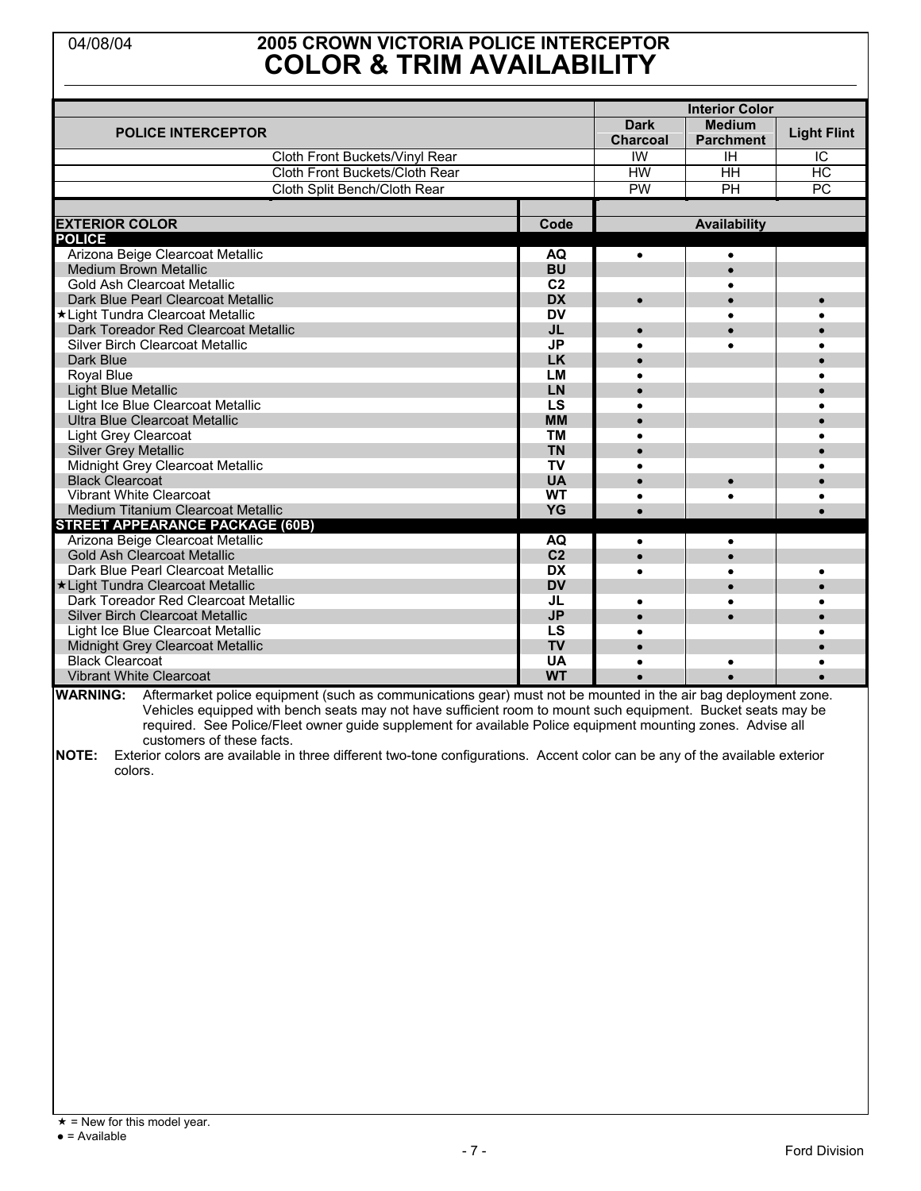04/08/04

# 2005 CROWN VICTORIA POLICE INTERCEPTOR
# COLOR & TRIM AVAILABILITY

| POLICE INTERCEPTOR | | Interior Color | | |
|---|---|---|---|---|
| | | Dark Charcoal | Medium Parchment | Light Flint |
| Cloth Front Buckets/Vinyl Rear | | IW | IH | IC |
| Cloth Front Buckets/Cloth Rear | | HW | HH | HC |
| Cloth Split Bench/Cloth Rear | | PW | PH | PC |
| **EXTERIOR COLOR** | **Code** | **Availability** | | |
| **POLICE** | | | | |
| Arizona Beige Clearcoat Metallic | AQ | • | • | |
| Medium Brown Metallic | BU | | • | |
| Gold Ash Clearcoat Metallic | C2 | | • | |
| Dark Blue Pearl Clearcoat Metallic | DX | • | • | • |
| ★Light Tundra Clearcoat Metallic | DV | | • | • |
| Dark Toreador Red Clearcoat Metallic | JL | • | • | • |
| Silver Birch Clearcoat Metallic | JP | • | • | • |
| Dark Blue | LK | • | | • |
| Royal Blue | LM | • | | • |
| Light Blue Metallic | LN | • | | • |
| Light Ice Blue Clearcoat Metallic | LS | • | | • |
| Ultra Blue Clearcoat Metallic | MM | • | | • |
| Light Grey Clearcoat | TM | • | | • |
| Silver Grey Metallic | TN | • | | • |
| Midnight Grey Clearcoat Metallic | TV | • | | • |
| Black Clearcoat | UA | • | • | • |
| Vibrant White Clearcoat | WT | • | • | • |
| Medium Titanium Clearcoat Metallic | YG | • | | • |
| **STREET APPEARANCE PACKAGE (60B)** | | | | |
| Arizona Beige Clearcoat Metallic | AQ | • | • | |
| Gold Ash Clearcoat Metallic | C2 | • | • | |
| Dark Blue Pearl Clearcoat Metallic | DX | • | • | • |
| ★Light Tundra Clearcoat Metallic | DV | | • | • |
| Dark Toreador Red Clearcoat Metallic | JL | • | • | • |
| Silver Birch Clearcoat Metallic | JP | • | • | • |
| Light Ice Blue Clearcoat Metallic | LS | • | | • |
| Midnight Grey Clearcoat Metallic | TV | • | | • |
| Black Clearcoat | UA | • | • | • |
| Vibrant White Clearcoat | WT | • | • | • |

**WARNING:** Aftermarket police equipment (such as communications gear) must not be mounted in the air bag deployment zone. Vehicles equipped with bench seats may not have sufficient room to mount such equipment. Bucket seats may be required. See Police/Fleet owner guide supplement for available Police equipment mounting zones. Advise all customers of these facts.

**NOTE:** Exterior colors are available in three different two-tone configurations. Accent color can be any of the available exterior colors.

★ = New for this model year.
● = Available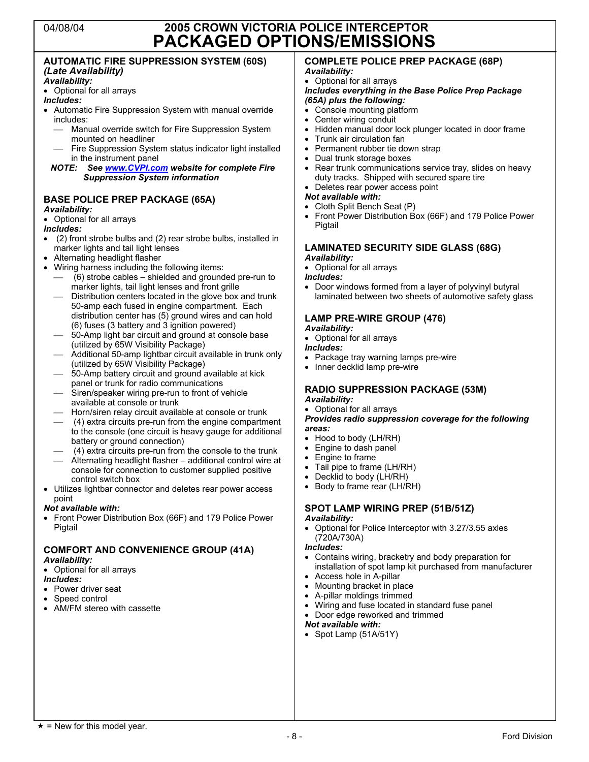04/08/04

# 2005 CROWN VICTORIA POLICE INTERCEPTOR
# PACKAGED OPTIONS/EMISSIONS

## AUTOMATIC FIRE SUPPRESSION SYSTEM (60S)

***(Late Availability)***

***Availability:***

- Optional for all arrays

***Includes:***

- Automatic Fire Suppression System with manual override includes:
  - Manual override switch for Fire Suppression System mounted on headliner
  - Fire Suppression System status indicator light installed in the instrument panel

***NOTE: See www.CVPI.com website for complete Fire Suppression System information***

## BASE POLICE PREP PACKAGE (65A)

***Availability:***

- Optional for all arrays

***Includes:***

- (2) front strobe bulbs and (2) rear strobe bulbs, installed in marker lights and tail light lenses
- Alternating headlight flasher
- Wiring harness including the following items:
  - (6) strobe cables – shielded and grounded pre-run to marker lights, tail light lenses and front grille
  - Distribution centers located in the glove box and trunk 50-amp each fused in engine compartment. Each distribution center has (5) ground wires and can hold (6) fuses (3 battery and 3 ignition powered)
  - 50-Amp light bar circuit and ground at console base (utilized by 65W Visibility Package)
  - Additional 50-amp lightbar circuit available in trunk only (utilized by 65W Visibility Package)
  - 50-Amp battery circuit and ground available at kick panel or trunk for radio communications
  - Siren/speaker wiring pre-run to front of vehicle available at console or trunk
  - Horn/siren relay circuit available at console or trunk
  - (4) extra circuits pre-run from the engine compartment to the console (one circuit is heavy gauge for additional battery or ground connection)
  - (4) extra circuits pre-run from the console to the trunk
  - Alternating headlight flasher – additional control wire at console for connection to customer supplied positive control switch box
- Utilizes lightbar connector and deletes rear power access point

***Not available with:***

- Front Power Distribution Box (66F) and 179 Police Power Pigtail

## COMFORT AND CONVENIENCE GROUP (41A)

***Availability:***

- Optional for all arrays

***Includes:***

- Power driver seat
- Speed control
- AM/FM stereo with cassette

## COMPLETE POLICE PREP PACKAGE (68P)

***Availability:***

- Optional for all arrays

***Includes everything in the Base Police Prep Package (65A) plus the following:***

- Console mounting platform
- Center wiring conduit
- Hidden manual door lock plunger located in door frame
- Trunk air circulation fan
- Permanent rubber tie down strap
- Dual trunk storage boxes
- Rear trunk communications service tray, slides on heavy duty tracks. Shipped with secured spare tire
- Deletes rear power access point

***Not available with:***

- Cloth Split Bench Seat (P)
- Front Power Distribution Box (66F) and 179 Police Power Pigtail

## LAMINATED SECURITY SIDE GLASS (68G)

***Availability:***

- Optional for all arrays

***Includes:***

- Door windows formed from a layer of polyvinyl butyral laminated between two sheets of automotive safety glass

## LAMP PRE-WIRE GROUP (476)

***Availability:***

- Optional for all arrays

***Includes:***

- Package tray warning lamps pre-wire
- Inner decklid lamp pre-wire

## RADIO SUPPRESSION PACKAGE (53M)

***Availability:***

- Optional for all arrays

***Provides radio suppression coverage for the following areas:***

- Hood to body (LH/RH)
- Engine to dash panel
- Engine to frame
- Tail pipe to frame (LH/RH)
- Decklid to body (LH/RH)
- Body to frame rear (LH/RH)

## SPOT LAMP WIRING PREP (51B/51Z)

***Availability:***

- Optional for Police Interceptor with 3.27/3.55 axles (720A/730A)

***Includes:***

- Contains wiring, bracketry and body preparation for installation of spot lamp kit purchased from manufacturer
- Access hole in A-pillar
- Mounting bracket in place
- A-pillar moldings trimmed
- Wiring and fuse located in standard fuse panel
- Door edge reworked and trimmed

***Not available with:***

- Spot Lamp (51A/51Y)

★ = New for this model year.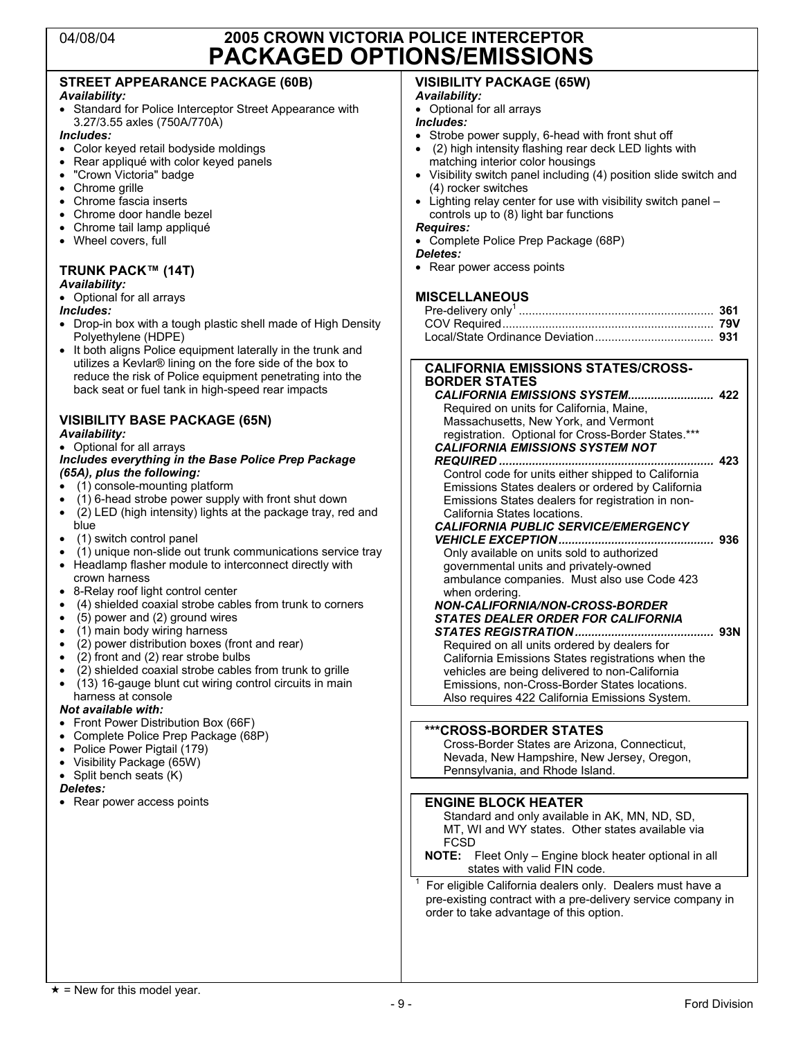04/08/04

# 2005 CROWN VICTORIA POLICE INTERCEPTOR
# PACKAGED OPTIONS/EMISSIONS

## STREET APPEARANCE PACKAGE (60B)

***Availability:***

- Standard for Police Interceptor Street Appearance with 3.27/3.55 axles (750A/770A)

***Includes:***

- Color keyed retail bodyside moldings
- Rear appliqué with color keyed panels
- "Crown Victoria" badge
- Chrome grille
- Chrome fascia inserts
- Chrome door handle bezel
- Chrome tail lamp appliqué
- Wheel covers, full

## TRUNK PACK™ (14T)

***Availability:***

- Optional for all arrays

***Includes:***

- Drop-in box with a tough plastic shell made of High Density Polyethylene (HDPE)
- It both aligns Police equipment laterally in the trunk and utilizes a Kevlar® lining on the fore side of the box to reduce the risk of Police equipment penetrating into the back seat or fuel tank in high-speed rear impacts

## VISIBILITY BASE PACKAGE (65N)

***Availability:***

- Optional for all arrays

***Includes everything in the Base Police Prep Package (65A), plus the following:***

- (1) console-mounting platform
- (1) 6-head strobe power supply with front shut down
- (2) LED (high intensity) lights at the package tray, red and blue
- (1) switch control panel
- (1) unique non-slide out trunk communications service tray
- Headlamp flasher module to interconnect directly with crown harness
- 8-Relay roof light control center
- (4) shielded coaxial strobe cables from trunk to corners
- (5) power and (2) ground wires
- (1) main body wiring harness
- (2) power distribution boxes (front and rear)
- (2) front and (2) rear strobe bulbs
- (2) shielded coaxial strobe cables from trunk to grille
- (13) 16-gauge blunt cut wiring control circuits in main harness at console

***Not available with:***

- Front Power Distribution Box (66F)
- Complete Police Prep Package (68P)
- Police Power Pigtail (179)
- Visibility Package (65W)
- Split bench seats (K)

***Deletes:***

- Rear power access points

## VISIBILITY PACKAGE (65W)

***Availability:***

- Optional for all arrays

***Includes:***

- Strobe power supply, 6-head with front shut off
- (2) high intensity flashing rear deck LED lights with matching interior color housings
- Visibility switch panel including (4) position slide switch and (4) rocker switches
- Lighting relay center for use with visibility switch panel – controls up to (8) light bar functions

***Requires:***

- Complete Police Prep Package (68P)

***Deletes:***

- Rear power access points

## MISCELLANEOUS

| | |
|---|---|
| Pre-delivery only[1] | **361** |
| COV Required | **79V** |
| Local/State Ordinance Deviation | **931** |

## CALIFORNIA EMISSIONS STATES/CROSS-BORDER STATES

***CALIFORNIA EMISSIONS SYSTEM*** ......................... **422**

Required on units for California, Maine, Massachusetts, New York, and Vermont registration. Optional for Cross-Border States.***

***CALIFORNIA EMISSIONS SYSTEM NOT REQUIRED*** ......................... **423**

Control code for units either shipped to California Emissions States dealers or ordered by California Emissions States dealers for registration in non-California States locations.

***CALIFORNIA PUBLIC SERVICE/EMERGENCY VEHICLE EXCEPTION*** ......................... **936**

Only available on units sold to authorized governmental units and privately-owned ambulance companies. Must also use Code 423 when ordering.

***NON-CALIFORNIA/NON-CROSS-BORDER STATES DEALER ORDER FOR CALIFORNIA STATES REGISTRATION*** ......................... **93N**

Required on all units ordered by dealers for California Emissions States registrations when the vehicles are being delivered to non-California Emissions, non-Cross-Border States locations. Also requires 422 California Emissions System.

## ***CROSS-BORDER STATES

Cross-Border States are Arizona, Connecticut, Nevada, New Hampshire, New Jersey, Oregon, Pennsylvania, and Rhode Island.

## ENGINE BLOCK HEATER

Standard and only available in AK, MN, ND, SD, MT, WI and WY states. Other states available via FCSD

**NOTE:** Fleet Only – Engine block heater optional in all states with valid FIN code.

[1] For eligible California dealers only. Dealers must have a pre-existing contract with a pre-delivery service company in order to take advantage of this option.

★ = New for this model year.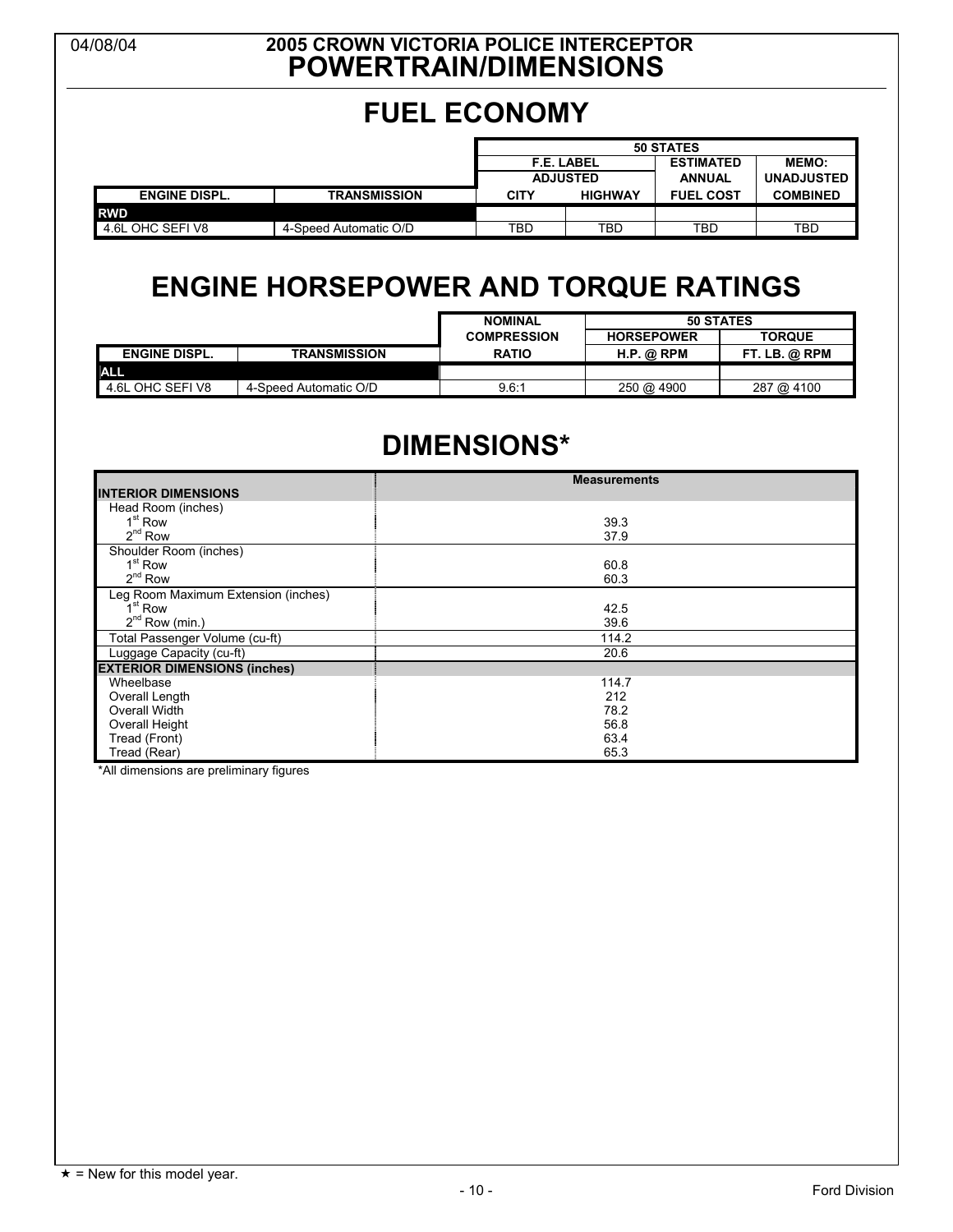# 2005 CROWN VICTORIA POLICE INTERCEPTOR
# POWERTRAIN/DIMENSIONS

## FUEL ECONOMY

| | | 50 STATES | | | |
|---|---|---|---|---|---|
| | | F.E. LABEL ADJUSTED | | ESTIMATED ANNUAL | MEMO: UNADJUSTED |
| ENGINE DISPL. | TRANSMISSION | CITY | HIGHWAY | FUEL COST | COMBINED |
| **RWD** | | | | | |
| 4.6L OHC SEFI V8 | 4-Speed Automatic O/D | TBD | TBD | TBD | TBD |

## ENGINE HORSEPOWER AND TORQUE RATINGS

| | | NOMINAL COMPRESSION | 50 STATES | |
|---|---|---|---|---|
| | | | HORSEPOWER | TORQUE |
| ENGINE DISPL. | TRANSMISSION | RATIO | H.P. @ RPM | FT. LB. @ RPM |
| **ALL** | | | | |
| 4.6L OHC SEFI V8 | 4-Speed Automatic O/D | 9.6:1 | 250 @ 4900 | 287 @ 4100 |

## DIMENSIONS*

| INTERIOR DIMENSIONS | Measurements |
|---|---|
| Head Room (inches) | |
| 1st Row | 39.3 |
| 2nd Row | 37.9 |
| Shoulder Room (inches) | |
| 1st Row | 60.8 |
| 2nd Row | 60.3 |
| Leg Room Maximum Extension (inches) | |
| 1st Row | 42.5 |
| 2nd Row (min.) | 39.6 |
| Total Passenger Volume (cu-ft) | 114.2 |
| Luggage Capacity (cu-ft) | 20.6 |
| **EXTERIOR DIMENSIONS (inches)** | |
| Wheelbase | 114.7 |
| Overall Length | 212 |
| Overall Width | 78.2 |
| Overall Height | 56.8 |
| Tread (Front) | 63.4 |
| Tread (Rear) | 65.3 |

*All dimensions are preliminary figures

★ = New for this model year.